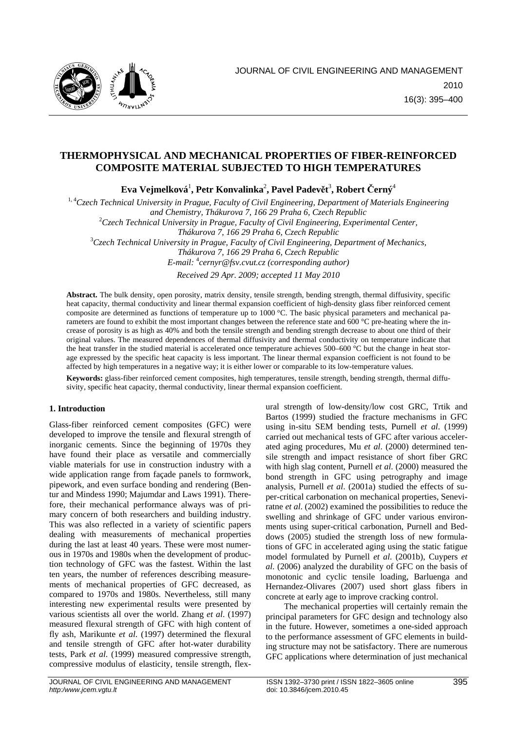# THERMOPHYSICAL AND MECHANICAL PROPERTIES OF FIBER-REINFORCED COMPOSITE MATERIAL SUBJECTED TO HIGH TEMPERATURES

**Eva Vejmelková[1], Petr Konvalinka[2], Pavel Padevět[3], Robert Černý[4]**

[1, 4] *Czech Technical University in Prague, Faculty of Civil Engineering, Department of Materials Engineering and Chemistry, Thákurova 7, 166 29 Praha 6, Czech Republic*
[2] *Czech Technical University in Prague, Faculty of Civil Engineering, Experimental Center, Thákurova 7, 166 29 Praha 6, Czech Republic*
[3] *Czech Technical University in Prague, Faculty of Civil Engineering, Department of Mechanics, Thákurova 7, 166 29 Praha 6, Czech Republic*
*E-mail: [4]cernyr@fsv.cvut.cz (corresponding author)*

*Received 29 Apr. 2009; accepted 11 May 2010*

**Abstract.** The bulk density, open porosity, matrix density, tensile strength, bending strength, thermal diffusivity, specific heat capacity, thermal conductivity and linear thermal expansion coefficient of high-density glass fiber reinforced cement composite are determined as functions of temperature up to 1000 °C. The basic physical parameters and mechanical parameters are found to exhibit the most important changes between the reference state and 600 °C pre-heating where the increase of porosity is as high as 40% and both the tensile strength and bending strength decrease to about one third of their original values. The measured dependences of thermal diffusivity and thermal conductivity on temperature indicate that the heat transfer in the studied material is accelerated once temperature achieves 500–600 °C but the change in heat storage expressed by the specific heat capacity is less important. The linear thermal expansion coefficient is not found to be affected by high temperatures in a negative way; it is either lower or comparable to its low-temperature values.

**Keywords:** glass-fiber reinforced cement composites, high temperatures, tensile strength, bending strength, thermal diffusivity, specific heat capacity, thermal conductivity, linear thermal expansion coefficient.

## 1. Introduction

Glass-fiber reinforced cement composites (GFC) were developed to improve the tensile and flexural strength of inorganic cements. Since the beginning of 1970s they have found their place as versatile and commercially viable materials for use in construction industry with a wide application range from façade panels to formwork, pipework, and even surface bonding and rendering (Bentur and Mindess 1990; Majumdar and Laws 1991). Therefore, their mechanical performance always was of primary concern of both researchers and building industry. This was also reflected in a variety of scientific papers dealing with measurements of mechanical properties during the last at least 40 years. These were most numerous in 1970s and 1980s when the development of production technology of GFC was the fastest. Within the last ten years, the number of references describing measurements of mechanical properties of GFC decreased, as compared to 1970s and 1980s. Nevertheless, still many interesting new experimental results were presented by various scientists all over the world. Zhang *et al*. (1997) measured flexural strength of GFC with high content of fly ash, Marikunte *et al*. (1997) determined the flexural and tensile strength of GFC after hot-water durability tests, Park *et al*. (1999) measured compressive strength, compressive modulus of elasticity, tensile strength, flexural strength of low-density/low cost GRC, Trtik and Bartos (1999) studied the fracture mechanisms in GFC using in-situ SEM bending tests, Purnell *et al*. (1999) carried out mechanical tests of GFC after various accelerated aging procedures, Mu *et al*. (2000) determined tensile strength and impact resistance of short fiber GRC with high slag content, Purnell *et al*. (2000) measured the bond strength in GFC using petrography and image analysis, Purnell *et al*. (2001a) studied the effects of super-critical carbonation on mechanical properties, Seneviratne *et al*. (2002) examined the possibilities to reduce the swelling and shrinkage of GFC under various environments using super-critical carbonation, Purnell and Beddows (2005) studied the strength loss of new formulations of GFC in accelerated aging using the static fatigue model formulated by Purnell *et al*. (2001b), Cuypers *et al*. (2006) analyzed the durability of GFC on the basis of monotonic and cyclic tensile loading, Barluenga and Hernandez-Olivares (2007) used short glass fibers in concrete at early age to improve cracking control.

The mechanical properties will certainly remain the principal parameters for GFC design and technology also in the future. However, sometimes a one-sided approach to the performance assessment of GFC elements in building structure may not be satisfactory. There are numerous GFC applications where determination of just mechanical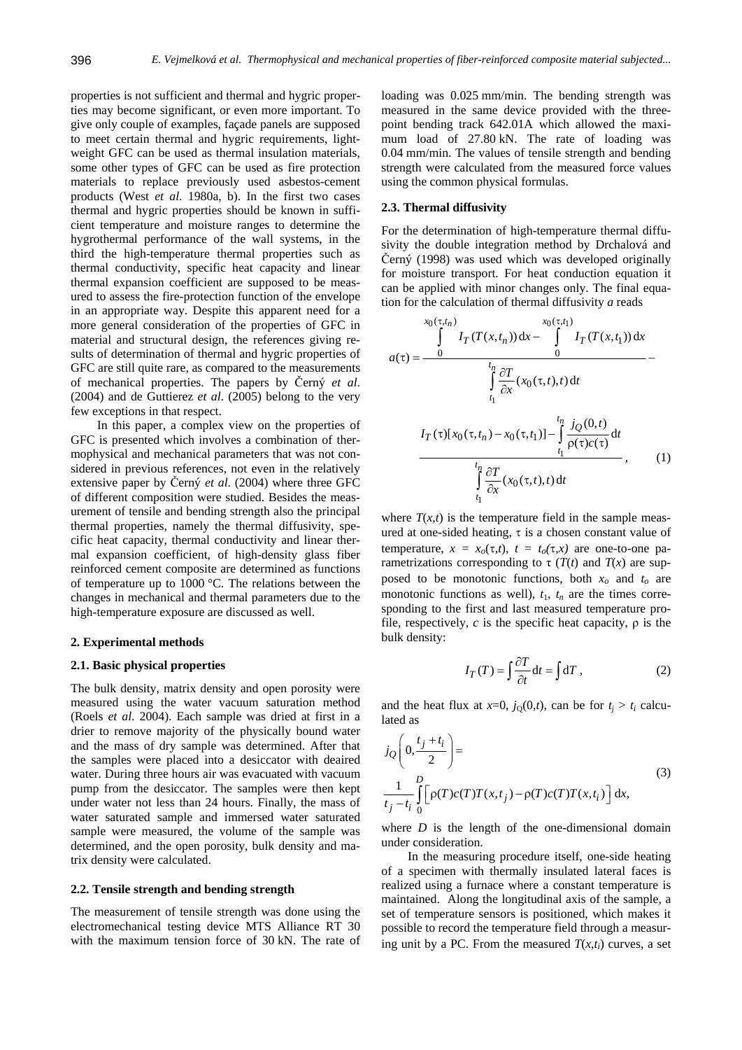properties is not sufficient and thermal and hygric properties may become significant, or even more important. To give only couple of examples, façade panels are supposed to meet certain thermal and hygric requirements, lightweight GFC can be used as thermal insulation materials, some other types of GFC can be used as fire protection materials to replace previously used asbestos-cement products (West *et al.* 1980a, b). In the first two cases thermal and hygric properties should be known in sufficient temperature and moisture ranges to determine the hygrothermal performance of the wall systems, in the third the high-temperature thermal properties such as thermal conductivity, specific heat capacity and linear thermal expansion coefficient are supposed to be measured to assess the fire-protection function of the envelope in an appropriate way. Despite this apparent need for a more general consideration of the properties of GFC in material and structural design, the references giving results of determination of thermal and hygric properties of GFC are still quite rare, as compared to the measurements of mechanical properties. The papers by Černý *et al.* (2004) and de Guttierez *et al.* (2005) belong to the very few exceptions in that respect.

In this paper, a complex view on the properties of GFC is presented which involves a combination of thermophysical and mechanical parameters that was not considered in previous references, not even in the relatively extensive paper by Černý *et al.* (2004) where three GFC of different composition were studied. Besides the measurement of tensile and bending strength also the principal thermal properties, namely the thermal diffusivity, specific heat capacity, thermal conductivity and linear thermal expansion coefficient, of high-density glass fiber reinforced cement composite are determined as functions of temperature up to 1000 °C. The relations between the changes in mechanical and thermal parameters due to the high-temperature exposure are discussed as well.

## 2. Experimental methods

### 2.1. Basic physical properties

The bulk density, matrix density and open porosity were measured using the water vacuum saturation method (Roels *et al.* 2004). Each sample was dried at first in a drier to remove majority of the physically bound water and the mass of dry sample was determined. After that the samples were placed into a desiccator with deaired water. During three hours air was evacuated with vacuum pump from the desiccator. The samples were then kept under water not less than 24 hours. Finally, the mass of water saturated sample and immersed water saturated sample were measured, the volume of the sample was determined, and the open porosity, bulk density and matrix density were calculated.

### 2.2. Tensile strength and bending strength

The measurement of tensile strength was done using the electromechanical testing device MTS Alliance RT 30 with the maximum tension force of 30 kN. The rate of loading was 0.025 mm/min. The bending strength was measured in the same device provided with the three-point bending track 642.01A which allowed the maximum load of 27.80 kN. The rate of loading was 0.04 mm/min. The values of tensile strength and bending strength were calculated from the measured force values using the common physical formulas.

### 2.3. Thermal diffusivity

For the determination of high-temperature thermal diffusivity the double integration method by Drchalová and Černý (1998) was used which was developed originally for moisture transport. For heat conduction equation it can be applied with minor changes only. The final equation for the calculation of thermal diffusivity $a$ reads

$$a(\tau) = \frac{\int_0^{x_0(\tau,t_n)} I_T(T(x,t_n))\,\mathrm{d}x - \int_0^{x_0(\tau,t_1)} I_T(T(x,t_1))\,\mathrm{d}x}{\int_{t_1}^{t_n} \frac{\partial T}{\partial x}(x_0(\tau,t),t)\,\mathrm{d}t} - \frac{I_T(\tau)[x_0(\tau,t_n) - x_0(\tau,t_1)] - \int_{t_1}^{t_n} \frac{j_Q(0,t)}{\rho(\tau)c(\tau)}\,\mathrm{d}t}{\int_{t_1}^{t_n} \frac{\partial T}{\partial x}(x_0(\tau,t),t)\,\mathrm{d}t}, \qquad (1)$$

where $T(x,t)$ is the temperature field in the sample measured at one-sided heating, $\tau$ is a chosen constant value of temperature, $x = x_o(\tau,t)$, $t = t_o(\tau,x)$ are one-to-one parametrizations corresponding to $\tau$ ($T(t)$ and $T(x)$ are supposed to be monotonic functions, both $x_o$ and $t_o$ are monotonic functions as well), $t_1$, $t_n$ are the times corresponding to the first and last measured temperature profile, respectively, $c$ is the specific heat capacity, $\rho$ is the bulk density:

$$I_T(T) = \int \frac{\partial T}{\partial t}\,\mathrm{d}t = \int \mathrm{d}T\,, \qquad (2)$$

and the heat flux at $x$=0, $j_Q(0,t)$, can be for $t_j > t_i$ calculated as

$$j_Q\left(0, \frac{t_j + t_i}{2}\right) = \frac{1}{t_j - t_i} \int_0^D \Big[ \rho(T)c(T)T(x,t_j) - \rho(T)c(T)T(x,t_i) \Big]\,\mathrm{d}x, \qquad (3)$$

where $D$ is the length of the one-dimensional domain under consideration.

In the measuring procedure itself, one-side heating of a specimen with thermally insulated lateral faces is realized using a furnace where a constant temperature is maintained. Along the longitudinal axis of the sample, a set of temperature sensors is positioned, which makes it possible to record the temperature field through a measuring unit by a PC. From the measured $T(x,t_i)$ curves, a set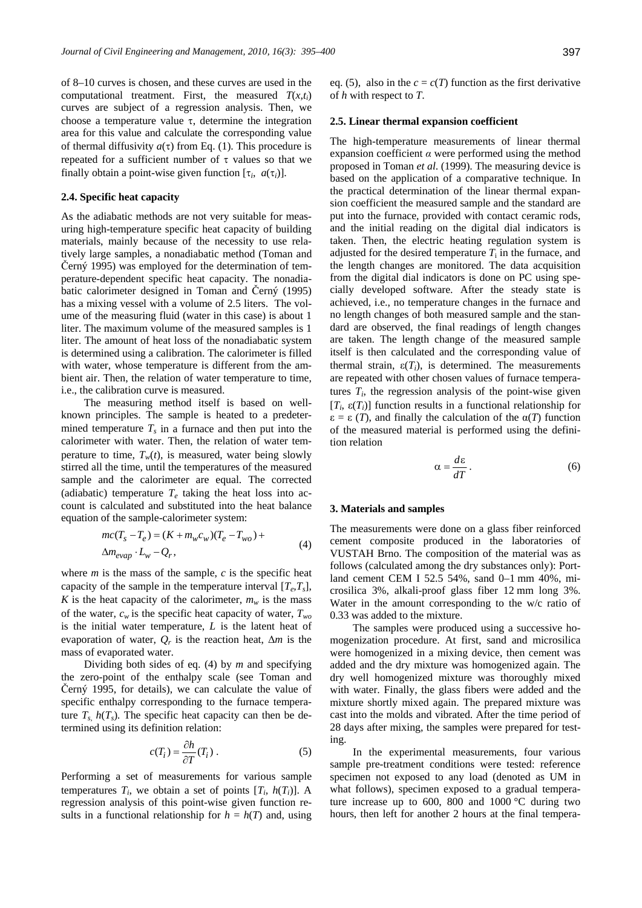of 8–10 curves is chosen, and these curves are used in the computational treatment. First, the measured $T(x,t_i)$ curves are subject of a regression analysis. Then, we choose a temperature value $\tau$, determine the integration area for this value and calculate the corresponding value of thermal diffusivity $a(\tau)$ from Eq. (1). This procedure is repeated for a sufficient number of $\tau$ values so that we finally obtain a point-wise given function $[\tau_i, a(\tau_i)]$.

### 2.4. Specific heat capacity

As the adiabatic methods are not very suitable for measuring high-temperature specific heat capacity of building materials, mainly because of the necessity to use relatively large samples, a nonadiabatic method (Toman and Černý 1995) was employed for the determination of temperature-dependent specific heat capacity. The nonadiabatic calorimeter designed in Toman and Černý (1995) has a mixing vessel with a volume of 2.5 liters. The volume of the measuring fluid (water in this case) is about 1 liter. The maximum volume of the measured samples is 1 liter. The amount of heat loss of the nonadiabatic system is determined using a calibration. The calorimeter is filled with water, whose temperature is different from the ambient air. Then, the relation of water temperature to time, i.e., the calibration curve is measured.

The measuring method itself is based on well-known principles. The sample is heated to a predetermined temperature $T_s$ in a furnace and then put into the calorimeter with water. Then, the relation of water temperature to time, $T_w(t)$, is measured, water being slowly stirred all the time, until the temperatures of the measured sample and the calorimeter are equal. The corrected (adiabatic) temperature $T_e$ taking the heat loss into account is calculated and substituted into the heat balance equation of the sample-calorimeter system:

$$mc(T_s - T_e) = (K + m_w c_w)(T_e - T_{wo}) + \Delta m_{evap} \cdot L_w - Q_r, \tag{4}$$

where $m$ is the mass of the sample, $c$ is the specific heat capacity of the sample in the temperature interval $[T_e,T_s]$, $K$ is the heat capacity of the calorimeter, $m_w$ is the mass of the water, $c_w$ is the specific heat capacity of water, $T_{wo}$ is the initial water temperature, $L$ is the latent heat of evaporation of water, $Q_r$ is the reaction heat, $\Delta m$ is the mass of evaporated water.

Dividing both sides of eq. (4) by $m$ and specifying the zero-point of the enthalpy scale (see Toman and Černý 1995, for details), we can calculate the value of specific enthalpy corresponding to the furnace temperature $T_s$, $h(T_s)$. The specific heat capacity can then be determined using its definition relation:

$$c(T_i) = \frac{\partial h}{\partial T}(T_i) \ . \tag{5}$$

Performing a set of measurements for various sample temperatures $T_i$, we obtain a set of points $[T_i, h(T_i)]$. A regression analysis of this point-wise given function results in a functional relationship for $h = h(T)$ and, using eq. (5), also in the $c = c(T)$ function as the first derivative of $h$ with respect to $T$.

### 2.5. Linear thermal expansion coefficient

The high-temperature measurements of linear thermal expansion coefficient $\alpha$ were performed using the method proposed in Toman *et al*. (1999). The measuring device is based on the application of a comparative technique. In the practical determination of the linear thermal expansion coefficient the measured sample and the standard are put into the furnace, provided with contact ceramic rods, and the initial reading on the digital dial indicators is taken. Then, the electric heating regulation system is adjusted for the desired temperature $T_i$ in the furnace, and the length changes are monitored. The data acquisition from the digital dial indicators is done on PC using specially developed software. After the steady state is achieved, i.e., no temperature changes in the furnace and no length changes of both measured sample and the standard are observed, the final readings of length changes are taken. The length change of the measured sample itself is then calculated and the corresponding value of thermal strain, $\varepsilon(T_i)$, is determined. The measurements are repeated with other chosen values of furnace temperatures $T_i$, the regression analysis of the point-wise given $[T_i, \varepsilon(T_i)]$ function results in a functional relationship for $\varepsilon = \varepsilon(T)$, and finally the calculation of the $\alpha(T)$ function of the measured material is performed using the definition relation

$$\alpha = \frac{d\varepsilon}{dT} \, . \tag{6}$$

## 3. Materials and samples

The measurements were done on a glass fiber reinforced cement composite produced in the laboratories of VUSTAH Brno. The composition of the material was as follows (calculated among the dry substances only): Portland cement CEM I 52.5 54%, sand 0–1 mm 40%, microsilica 3%, alkali-proof glass fiber 12 mm long 3%. Water in the amount corresponding to the w/c ratio of 0.33 was added to the mixture.

The samples were produced using a successive homogenization procedure. At first, sand and microsilica were homogenized in a mixing device, then cement was added and the dry mixture was homogenized again. The dry well homogenized mixture was thoroughly mixed with water. Finally, the glass fibers were added and the mixture shortly mixed again. The prepared mixture was cast into the molds and vibrated. After the time period of 28 days after mixing, the samples were prepared for testing.

In the experimental measurements, four various sample pre-treatment conditions were tested: reference specimen not exposed to any load (denoted as UM in what follows), specimen exposed to a gradual temperature increase up to 600, 800 and 1000 °C during two hours, then left for another 2 hours at the final tempera-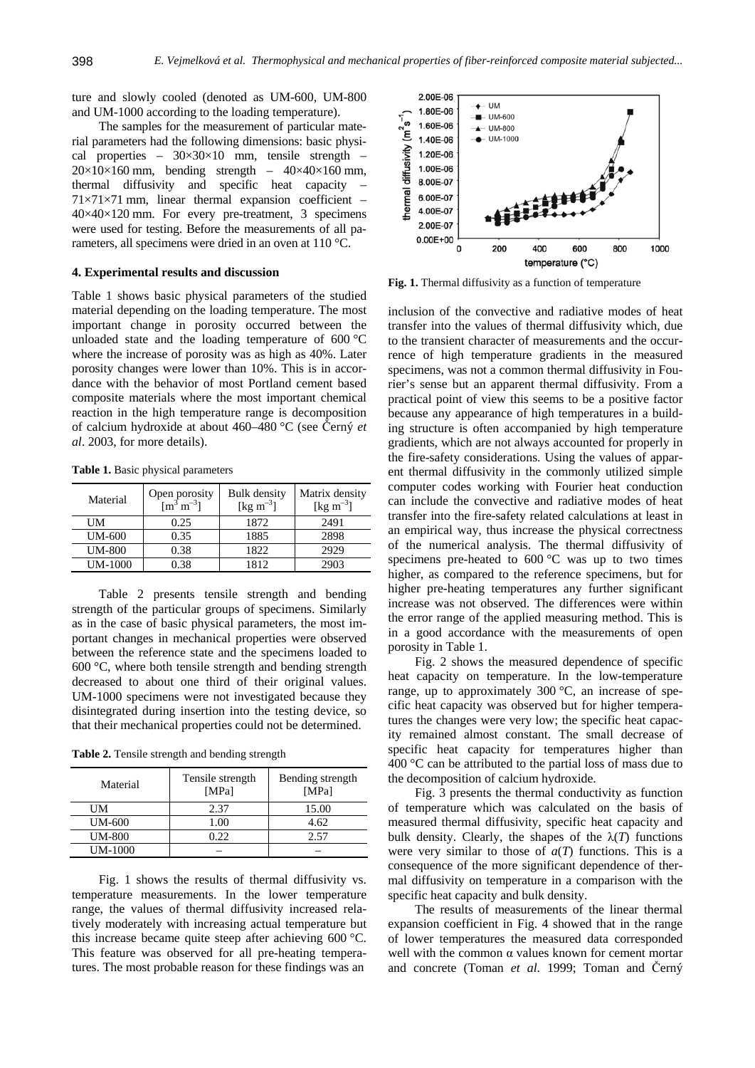ture and slowly cooled (denoted as UM-600, UM-800 and UM-1000 according to the loading temperature).

The samples for the measurement of particular material parameters had the following dimensions: basic physical properties – 30×30×10 mm, tensile strength – 20×10×160 mm, bending strength – 40×40×160 mm, thermal diffusivity and specific heat capacity – 71×71×71 mm, linear thermal expansion coefficient – 40×40×120 mm. For every pre-treatment, 3 specimens were used for testing. Before the measurements of all parameters, all specimens were dried in an oven at 110 °C.

## 4. Experimental results and discussion

Table 1 shows basic physical parameters of the studied material depending on the loading temperature. The most important change in porosity occurred between the unloaded state and the loading temperature of 600 °C where the increase of porosity was as high as 40%. Later porosity changes were lower than 10%. This is in accordance with the behavior of most Portland cement based composite materials where the most important chemical reaction in the high temperature range is decomposition of calcium hydroxide at about 460–480 °C (see Černý *et al.* 2003, for more details).

**Table 1.** Basic physical parameters

| Material | Open porosity [$m^3\ m^{-3}$] | Bulk density [$kg\ m^{-3}$] | Matrix density [$kg\ m^{-3}$] |
|---|---|---|---|
| UM | 0.25 | 1872 | 2491 |
| UM-600 | 0.35 | 1885 | 2898 |
| UM-800 | 0.38 | 1822 | 2929 |
| UM-1000 | 0.38 | 1812 | 2903 |

Table 2 presents tensile strength and bending strength of the particular groups of specimens. Similarly as in the case of basic physical parameters, the most important changes in mechanical properties were observed between the reference state and the specimens loaded to 600 °C, where both tensile strength and bending strength decreased to about one third of their original values. UM-1000 specimens were not investigated because they disintegrated during insertion into the testing device, so that their mechanical properties could not be determined.

**Table 2.** Tensile strength and bending strength

| Material | Tensile strength [MPa] | Bending strength [MPa] |
|---|---|---|
| UM | 2.37 | 15.00 |
| UM-600 | 1.00 | 4.62 |
| UM-800 | 0.22 | 2.57 |
| UM-1000 | – | – |

Fig. 1 shows the results of thermal diffusivity vs. temperature measurements. In the lower temperature range, the values of thermal diffusivity increased relatively moderately with increasing actual temperature but this increase became quite steep after achieving 600 °C. This feature was observed for all pre-heating temperatures. The most probable reason for these findings was an

**Fig. 1.** Thermal diffusivity as a function of temperature

inclusion of the convective and radiative modes of heat transfer into the values of thermal diffusivity which, due to the transient character of measurements and the occurrence of high temperature gradients in the measured specimens, was not a common thermal diffusivity in Fourier's sense but an apparent thermal diffusivity. From a practical point of view this seems to be a positive factor because any appearance of high temperatures in a building structure is often accompanied by high temperature gradients, which are not always accounted for properly in the fire-safety considerations. Using the values of apparent thermal diffusivity in the commonly utilized simple computer codes working with Fourier heat conduction can include the convective and radiative modes of heat transfer into the fire-safety related calculations at least in an empirical way, thus increase the physical correctness of the numerical analysis. The thermal diffusivity of specimens pre-heated to 600 °C was up to two times higher, as compared to the reference specimens, but for higher pre-heating temperatures any further significant increase was not observed. The differences were within the error range of the applied measuring method. This is in a good accordance with the measurements of open porosity in Table 1.

Fig. 2 shows the measured dependence of specific heat capacity on temperature. In the low-temperature range, up to approximately 300 °C, an increase of specific heat capacity was observed but for higher temperatures the changes were very low; the specific heat capacity remained almost constant. The small decrease of specific heat capacity for temperatures higher than 400 °C can be attributed to the partial loss of mass due to the decomposition of calcium hydroxide.

Fig. 3 presents the thermal conductivity as function of temperature which was calculated on the basis of measured thermal diffusivity, specific heat capacity and bulk density. Clearly, the shapes of the $\lambda(T)$ functions were very similar to those of $a(T)$ functions. This is a consequence of the more significant dependence of thermal diffusivity on temperature in a comparison with the specific heat capacity and bulk density.

The results of measurements of the linear thermal expansion coefficient in Fig. 4 showed that in the range of lower temperatures the measured data corresponded well with the common $\alpha$ values known for cement mortar and concrete (Toman *et al.* 1999; Toman and Černý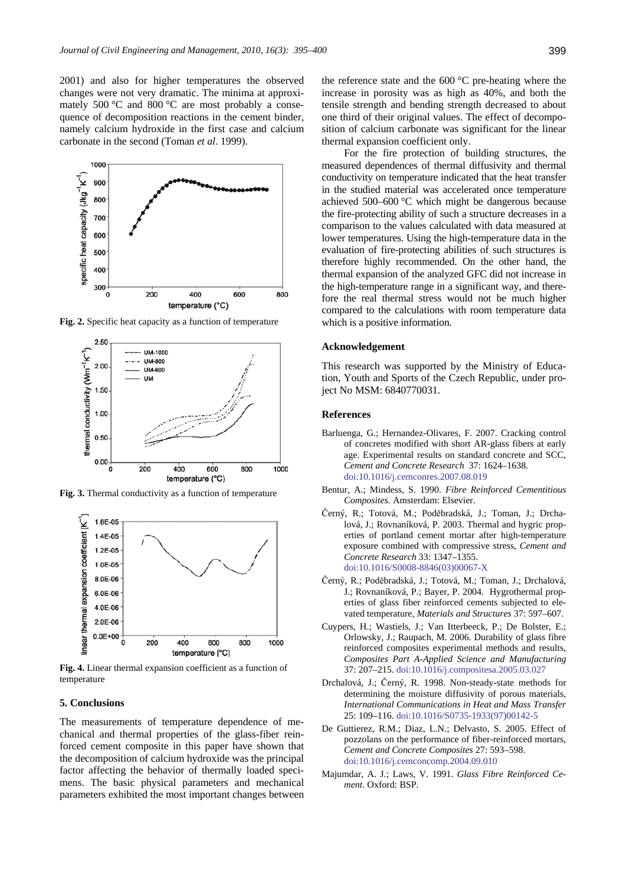2001) and also for higher temperatures the observed changes were not very dramatic. The minima at approximately 500 °C and 800 °C are most probably a consequence of decomposition reactions in the cement binder, namely calcium hydroxide in the first case and calcium carbonate in the second (Toman *et al*. 1999).

**Fig. 2.** Specific heat capacity as a function of temperature

**Fig. 3.** Thermal conductivity as a function of temperature

**Fig. 4.** Linear thermal expansion coefficient as a function of temperature

## 5. Conclusions

The measurements of temperature dependence of mechanical and thermal properties of the glass-fiber reinforced cement composite in this paper have shown that the decomposition of calcium hydroxide was the principal factor affecting the behavior of thermally loaded specimens. The basic physical parameters and mechanical parameters exhibited the most important changes between the reference state and the 600 °C pre-heating where the increase in porosity was as high as 40%, and both the tensile strength and bending strength decreased to about one third of their original values. The effect of decomposition of calcium carbonate was significant for the linear thermal expansion coefficient only.

For the fire protection of building structures, the measured dependences of thermal diffusivity and thermal conductivity on temperature indicated that the heat transfer in the studied material was accelerated once temperature achieved 500–600 °C which might be dangerous because the fire-protecting ability of such a structure decreases in a comparison to the values calculated with data measured at lower temperatures. Using the high-temperature data in the evaluation of fire-protecting abilities of such structures is therefore highly recommended. On the other hand, the thermal expansion of the analyzed GFC did not increase in the high-temperature range in a significant way, and therefore the real thermal stress would not be much higher compared to the calculations with room temperature data which is a positive information.

## Acknowledgement

This research was supported by the Ministry of Education, Youth and Sports of the Czech Republic, under project No MSM: 6840770031.

## References

Barluenga, G.; Hernandez-Olivares, F. 2007. Cracking control of concretes modified with short AR-glass fibers at early age. Experimental results on standard concrete and SCC, *Cement and Concrete Research* 37: 1624–1638. doi:10.1016/j.cemconres.2007.08.019

Bentur, A.; Mindess, S. 1990. *Fibre Reinforced Cementitious Composites.* Amsterdam: Elsevier.

Černý, R.; Totová, M.; Poděbradská, J.; Toman, J.; Drchalová, J.; Rovnaníková, P. 2003. Thermal and hygric properties of portland cement mortar after high-temperature exposure combined with compressive stress, *Cement and Concrete Research* 33: 1347–1355. doi:10.1016/S0008-8846(03)00067-X

Černý, R.; Poděbradská, J.; Totová, M.; Toman, J.; Drchalová, J.; Rovnaníková, P.; Bayer, P. 2004. Hygrothermal properties of glass fiber reinforced cements subjected to elevated temperature, *Materials and Structures* 37: 597–607.

Cuypers, H.; Wastiels, J.; Van Itterbeeck, P.; De Bolster, E.; Orlowsky, J.; Raupach, M. 2006. Durability of glass fibre reinforced composites experimental methods and results, *Composites Part A-Applied Science and Manufacturing* 37: 207–215. doi:10.1016/j.compositesa.2005.03.027

Drchalová, J.; Černý, R. 1998. Non-steady-state methods for determining the moisture diffusivity of porous materials, *International Communications in Heat and Mass Transfer* 25: 109–116. doi:10.1016/S0735-1933(97)00142-5

De Guttierez, R.M.; Diaz, L.N.; Delvasto, S. 2005. Effect of pozzolans on the performance of fiber-reinforced mortars, *Cement and Concrete Composites* 27: 593–598. doi:10.1016/j.cemconcomp.2004.09.010

Majumdar, A. J.; Laws, V. 1991. *Glass Fibre Reinforced Cement*. Oxford: BSP.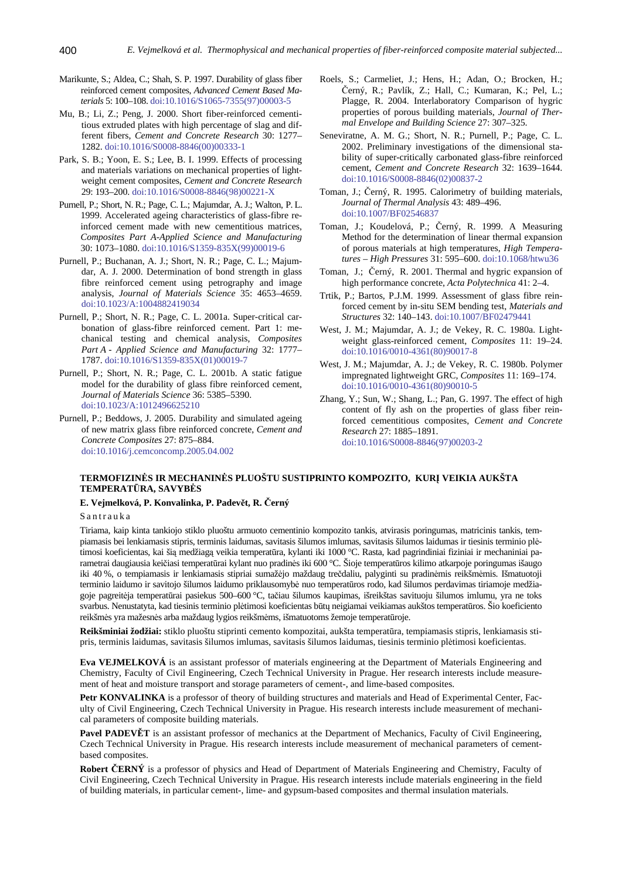Marikunte, S.; Aldea, C.; Shah, S. P. 1997. Durability of glass fiber reinforced cement composites, *Advanced Cement Based Materials* 5: 100–108. doi:10.1016/S1065-7355(97)00003-5

Mu, B.; Li, Z.; Peng, J. 2000. Short fiber-reinforced cementitious extruded plates with high percentage of slag and different fibers, *Cement and Concrete Research* 30: 1277–1282. doi:10.1016/S0008-8846(00)00333-1

Park, S. B.; Yoon, E. S.; Lee, B. I. 1999. Effects of processing and materials variations on mechanical properties of lightweight cement composites, *Cement and Concrete Research* 29: 193–200. doi:10.1016/S0008-8846(98)00221-X

Purnell, P.; Short, N. R.; Page, C. L.; Majumdar, A. J.; Walton, P. L. 1999. Accelerated ageing characteristics of glass-fibre reinforced cement made with new cementitious matrices, *Composites Part A-Applied Science and Manufacturing* 30: 1073–1080. doi:10.1016/S1359-835X(99)00019-6

Purnell, P.; Buchanan, A. J.; Short, N. R.; Page, C. L.; Majumdar, A. J. 2000. Determination of bond strength in glass fibre reinforced cement using petrography and image analysis, *Journal of Materials Science* 35: 4653–4659. doi:10.1023/A:1004882419034

Purnell, P.; Short, N. R.; Page, C. L. 2001a. Super-critical carbonation of glass-fibre reinforced cement. Part 1: mechanical testing and chemical analysis, *Composites Part A - Applied Science and Manufacturing* 32: 1777–1787. doi:10.1016/S1359-835X(01)00019-7

Purnell, P.; Short, N. R.; Page, C. L. 2001b. A static fatigue model for the durability of glass fibre reinforced cement, *Journal of Materials Science* 36: 5385–5390. doi:10.1023/A:1012496625210

Purnell, P.; Beddows, J. 2005. Durability and simulated ageing of new matrix glass fibre reinforced concrete, *Cement and Concrete Composites* 27: 875–884. doi:10.1016/j.cemconcomp.2005.04.002

Roels, S.; Carmeliet, J.; Hens, H.; Adan, O.; Brocken, H.; Černý, R.; Pavlík, Z.; Hall, C.; Kumaran, K.; Pel, L.; Plagge, R. 2004. Interlaboratory Comparison of hygric properties of porous building materials, *Journal of Thermal Envelope and Building Science* 27: 307–325.

Seneviratne, A. M. G.; Short, N. R.; Purnell, P.; Page, C. L. 2002. Preliminary investigations of the dimensional stability of super-critically carbonated glass-fibre reinforced cement, *Cement and Concrete Research* 32: 1639–1644. doi:10.1016/S0008-8846(02)00837-2

Toman, J.; Černý, R. 1995. Calorimetry of building materials, *Journal of Thermal Analysis* 43: 489–496. doi:10.1007/BF02546837

Toman, J.; Koudelová, P.; Černý, R. 1999. A Measuring Method for the determination of linear thermal expansion of porous materials at high temperatures, *High Temperatures – High Pressures* 31: 595–600. doi:10.1068/htwu36

Toman, J.; Černý, R. 2001. Thermal and hygric expansion of high performance concrete, *Acta Polytechnica* 41: 2–4.

Trtik, P.; Bartos, P.J.M. 1999. Assessment of glass fibre reinforced cement by in-situ SEM bending test, *Materials and Structures* 32: 140–143. doi:10.1007/BF02479441

West, J. M.; Majumdar, A. J.; de Vekey, R. C. 1980a. Lightweight glass-reinforced cement, *Composites* 11: 19–24. doi:10.1016/0010-4361(80)90017-8

West, J. M.; Majumdar, A. J.; de Vekey, R. C. 1980b. Polymer impregnated lightweight GRC, *Composites* 11: 169–174. doi:10.1016/0010-4361(80)90010-5

Zhang, Y.; Sun, W.; Shang, L.; Pan, G. 1997. The effect of high content of fly ash on the properties of glass fiber reinforced cementitious composites, *Cement and Concrete Research* 27: 1885–1891. doi:10.1016/S0008-8846(97)00203-2

## TERMOFIZINĖS IR MECHANINĖS PLUOŠTU SUSTIPRINTO KOMPOZITO, KURĮ VEIKIA AUKŠTA TEMPERATŪRA, SAVYBĖS

**E. Vejmelková, P. Konvalinka, P. Padevět, R. Černý**

Santrauka

Tiriama, kaip kinta tankiojo stiklo pluoštu armuoto cementinio kompozito tankis, atvirasis poringumas, matricinis tankis, tempiamasis bei lenkiamasis stipris, terminis laidumas, savitasis šilumos imlumas, savitasis šilumos laidumas ir tiesinis terminio plėtimosi koeficientas, kai šią medžiagą veikia temperatūra, kylanti iki 1000 °C. Rasta, kad pagrindiniai fiziniai ir mechaniniai parametrai daugiausia keičiasi temperatūrai kylant nuo pradinės iki 600 °C. Šioje temperatūros kilimo atkarpoje poringumas išauga iki 40 %, o tempiamasis ir lenkiamasis stipriai sumažėjo maždaug trečdaliu, palyginti su pradinėmis reikšmėmis. Išmatuotoji terminio laidumo ir savitojo šilumos laidumo priklausomybė nuo temperatūros rodo, kad šilumos perdavimas tiriamoje medžiagoje pagreitėja temperatūrai pasiekus 500–600 °C, tačiau šilumos kaupimas, išreikštas savituoju šilumos imlumu, yra ne toks svarbus. Nenustatyta, kad tiesinis terminio plėtimosi koeficientas būtų neigiamai veikiamas aukštos temperatūros. Šio koeficiento reikšmės yra mažesnės arba maždaug lygios reikšmėms, išmatuotoms žemoje temperatūroje.

**Reikšminiai žodžiai:** stiklo pluoštu stiprinti cemento kompozitai, aukšta temperatūra, tempiamasis stipris, lenkiamasis stipris, terminis laidumas, savitasis šilumos imlumas, savitasis šilumos laidumas, tiesinis terminio plėtimosi koeficientas.

**Eva VEJMELKOVÁ** is an assistant professor of materials engineering at the Department of Materials Engineering and Chemistry, Faculty of Civil Engineering, Czech Technical University in Prague. Her research interests include measurement of heat and moisture transport and storage parameters of cement-, and lime-based composites.

**Petr KONVALINKA** is a professor of theory of building structures and materials and Head of Experimental Center, Faculty of Civil Engineering, Czech Technical University in Prague. His research interests include measurement of mechanical parameters of composite building materials.

**Pavel PADEVĚT** is an assistant professor of mechanics at the Department of Mechanics, Faculty of Civil Engineering, Czech Technical University in Prague. His research interests include measurement of mechanical parameters of cement-based composites.

**Robert ČERNÝ** is a professor of physics and Head of Department of Materials Engineering and Chemistry, Faculty of Civil Engineering, Czech Technical University in Prague. His research interests include materials engineering in the field of building materials, in particular cement-, lime- and gypsum-based composites and thermal insulation materials.